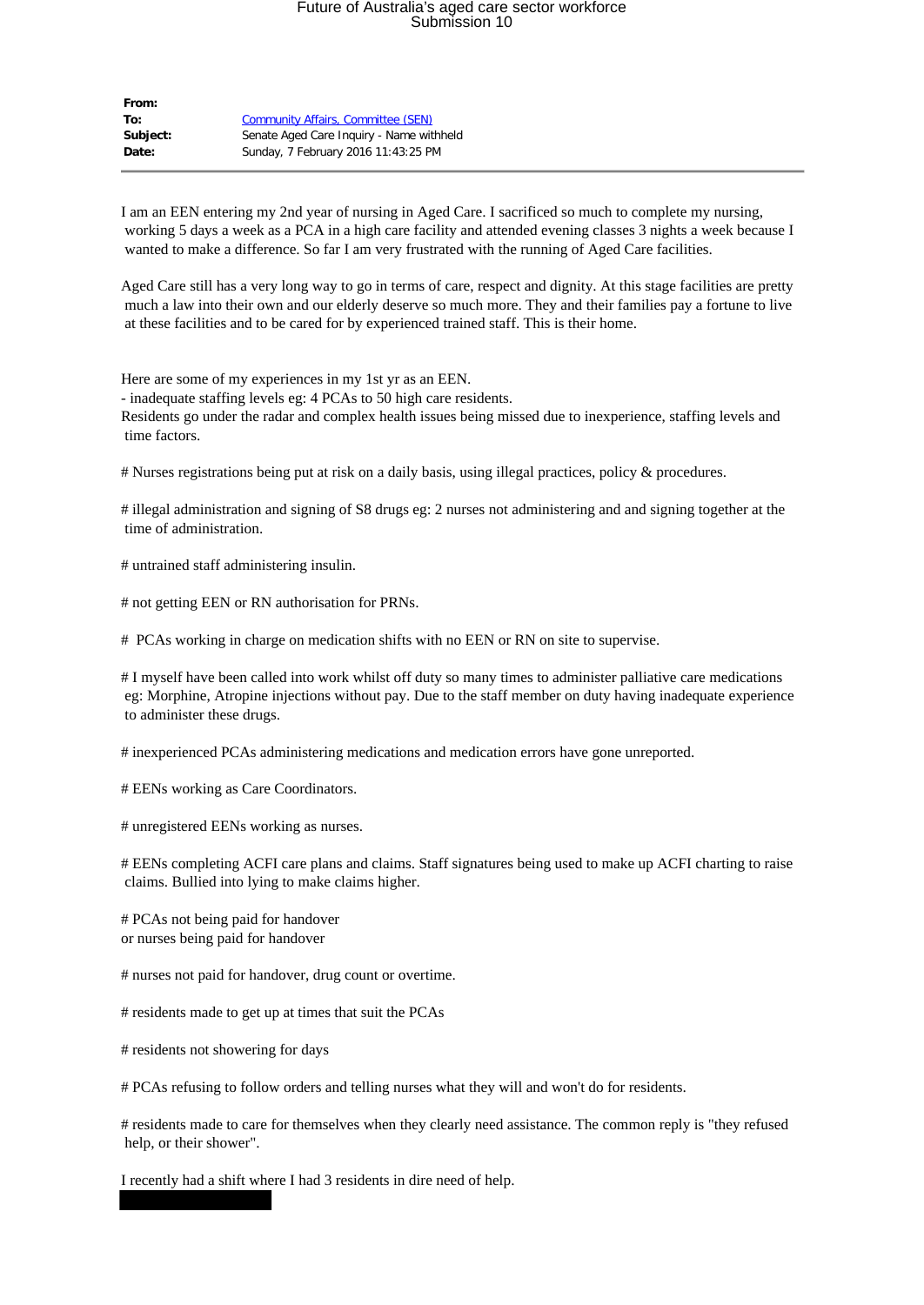| | |
|---|---|
| **From:** | |
| **To:** | Community Affairs, Committee (SEN) |
| **Subject:** | Senate Aged Care Inquiry - Name withheld |
| **Date:** | Sunday, 7 February 2016 11:43:25 PM |

---

I am an EEN entering my 2nd year of nursing in Aged Care. I sacrificed so much to complete my nursing, working 5 days a week as a PCA in a high care facility and attended evening classes 3 nights a week because I wanted to make a difference. So far I am very frustrated with the running of Aged Care facilities.

Aged Care still has a very long way to go in terms of care, respect and dignity. At this stage facilities are pretty much a law into their own and our elderly deserve so much more. They and their families pay a fortune to live at these facilities and to be cared for by experienced trained staff. This is their home.

Here are some of my experiences in my 1st yr as an EEN.
- inadequate staffing levels eg: 4 PCAs to 50 high care residents.
Residents go under the radar and complex health issues being missed due to inexperience, staffing levels and time factors.

# Nurses registrations being put at risk on a daily basis, using illegal practices, policy & procedures.

# illegal administration and signing of S8 drugs eg: 2 nurses not administering and and signing together at the time of administration.

# untrained staff administering insulin.

# not getting EEN or RN authorisation for PRNs.

# PCAs working in charge on medication shifts with no EEN or RN on site to supervise.

# I myself have been called into work whilst off duty so many times to administer palliative care medications eg: Morphine, Atropine injections without pay. Due to the staff member on duty having inadequate experience to administer these drugs.

# inexperienced PCAs administering medications and medication errors have gone unreported.

# EENs working as Care Coordinators.

# unregistered EENs working as nurses.

# EENs completing ACFI care plans and claims. Staff signatures being used to make up ACFI charting to raise claims. Bullied into lying to make claims higher.

# PCAs not being paid for handover
or nurses being paid for handover

# nurses not paid for handover, drug count or overtime.

# residents made to get up at times that suit the PCAs

# residents not showering for days

# PCAs refusing to follow orders and telling nurses what they will and won't do for residents.

# residents made to care for themselves when they clearly need assistance. The common reply is "they refused help, or their shower".

I recently had a shift where I had 3 residents in dire need of help.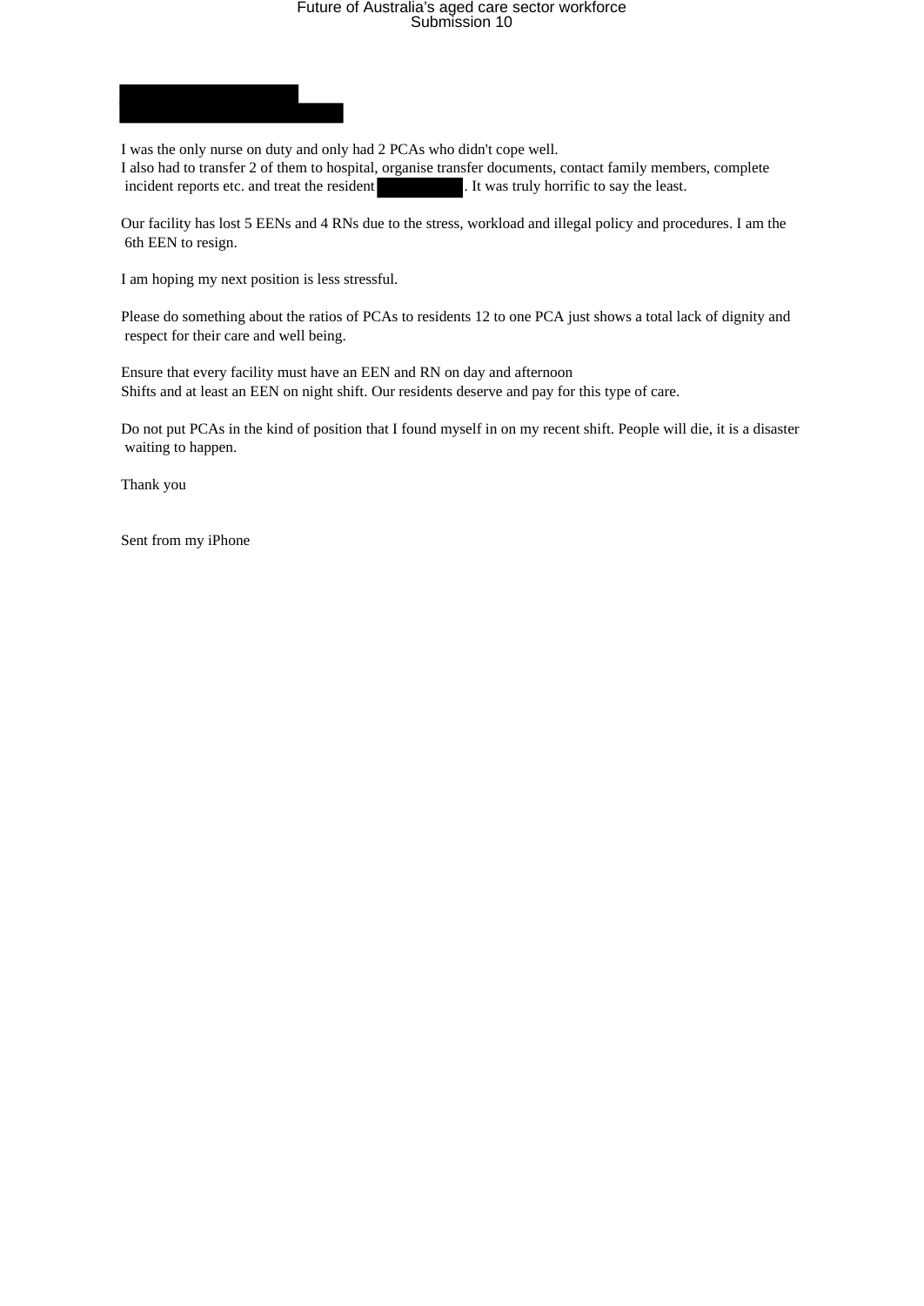I was the only nurse on duty and only had 2 PCAs who didn't cope well.
I also had to transfer 2 of them to hospital, organise transfer documents, contact family members, complete incident reports etc. and treat the resident . It was truly horrific to say the least.

Our facility has lost 5 EENs and 4 RNs due to the stress, workload and illegal policy and procedures. I am the 6th EEN to resign.

I am hoping my next position is less stressful.

Please do something about the ratios of PCAs to residents 12 to one PCA just shows a total lack of dignity and respect for their care and well being.

Ensure that every facility must have an EEN and RN on day and afternoon
Shifts and at least an EEN on night shift. Our residents deserve and pay for this type of care.

Do not put PCAs in the kind of position that I found myself in on my recent shift. People will die, it is a disaster waiting to happen.

Thank you

Sent from my iPhone